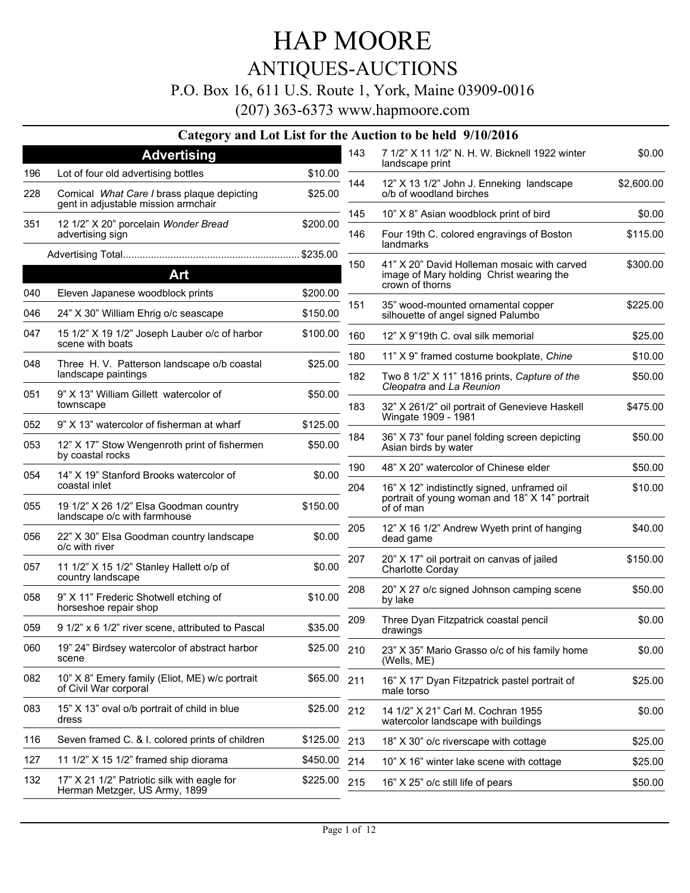# HAP MOORE

## ANTIQUES-AUCTIONS

P.O. Box 16, 611 U.S. Route 1, York, Maine 03909-0016

(207) 363-6373 www.hapmoore.com

### Category and Lot List for the Auction to be held 9/10/2016

## Advertising

| Lot | Description | Price |
|---|---|---|
| 196 | Lot of four old advertising bottles | $10.00 |
| 228 | Comical *What Care I* brass plaque depicting gent in adjustable mission armchair | $25.00 |
| 351 | 12 1/2" X 20" porcelain *Wonder Bread* advertising sign | $200.00 |

Advertising Total.............................................................. $235.00

## Art

| Lot | Description | Price |
|---|---|---|
| 040 | Eleven Japanese woodblock prints | $200.00 |
| 046 | 24" X 30" William Ehrig o/c seascape | $150.00 |
| 047 | 15 1/2" X 19 1/2" Joseph Lauber o/c of harbor scene with boats | $100.00 |
| 048 | Three H. V. Patterson landscape o/b coastal landscape paintings | $25.00 |
| 051 | 9" X 13" William Gillett watercolor of townscape | $50.00 |
| 052 | 9" X 13" watercolor of fisherman at wharf | $125.00 |
| 053 | 12" X 17" Stow Wengenroth print of fishermen by coastal rocks | $50.00 |
| 054 | 14" X 19" Stanford Brooks watercolor of coastal inlet | $0.00 |
| 055 | 19 1/2" X 26 1/2" Elsa Goodman country landscape o/c with farmhouse | $150.00 |
| 056 | 22" X 30" Elsa Goodman country landscape o/c with river | $0.00 |
| 057 | 11 1/2" X 15 1/2" Stanley Hallett o/p of country landscape | $0.00 |
| 058 | 9" X 11" Frederic Shotwell etching of horseshoe repair shop | $10.00 |
| 059 | 9 1/2" x 6 1/2" river scene, attributed to Pascal | $35.00 |
| 060 | 19" 24" Birdsey watercolor of abstract harbor scene | $25.00 |
| 082 | 10" X 8" Emery family (Eliot, ME) w/c portrait of Civil War corporal | $65.00 |
| 083 | 15" X 13" oval o/b portrait of child in blue dress | $25.00 |
| 116 | Seven framed C. & I. colored prints of children | $125.00 |
| 127 | 11 1/2" X 15 1/2" framed ship diorama | $450.00 |
| 132 | 17" X 21 1/2" Patriotic silk with eagle for Herman Metzger, US Army, 1899 | $225.00 |
| 143 | 7 1/2" X 11 1/2" N. H. W. Bicknell 1922 winter landscape print | $0.00 |
| 144 | 12" X 13 1/2" John J. Enneking landscape o/b of woodland birches | $2,600.00 |
| 145 | 10" X 8" Asian woodblock print of bird | $0.00 |
| 146 | Four 19th C. colored engravings of Boston landmarks | $115.00 |
| 150 | 41" X 20" David Holleman mosaic with carved image of Mary holding Christ wearing the crown of thorns | $300.00 |
| 151 | 35" wood-mounted ornamental copper silhouette of angel signed Palumbo | $225.00 |
| 160 | 12" X 9"19th C. oval silk memorial | $25.00 |
| 180 | 11" X 9" framed costume bookplate, *Chine* | $10.00 |
| 182 | Two 8 1/2" X 11" 1816 prints, *Capture of the Cleopatra* and *La Reunion* | $50.00 |
| 183 | 32" X 261/2" oil portrait of Genevieve Haskell Wingate 1909 - 1981 | $475.00 |
| 184 | 36" X 73" four panel folding screen depicting Asian birds by water | $50.00 |
| 190 | 48" X 20" watercolor of Chinese elder | $50.00 |
| 204 | 16" X 12" indistinctly signed, unframed oil portrait of young woman and 18" X 14" portrait of of man | $10.00 |
| 205 | 12" X 16 1/2" Andrew Wyeth print of hanging dead game | $40.00 |
| 207 | 20" X 17" oil portrait on canvas of jailed Charlotte Corday | $150.00 |
| 208 | 20" X 27 o/c signed Johnson camping scene by lake | $50.00 |
| 209 | Three Dyan Fitzpatrick coastal pencil drawings | $0.00 |
| 210 | 23" X 35" Mario Grasso o/c of his family home (Wells, ME) | $0.00 |
| 211 | 16" X 17" Dyan Fitzpatrick pastel portrait of male torso | $25.00 |
| 212 | 14 1/2" X 21" Carl M. Cochran 1955 watercolor landscape with buildings | $0.00 |
| 213 | 18" X 30" o/c riverscape with cottage | $25.00 |
| 214 | 10" X 16" winter lake scene with cottage | $25.00 |
| 215 | 16" X 25" o/c still life of pears | $50.00 |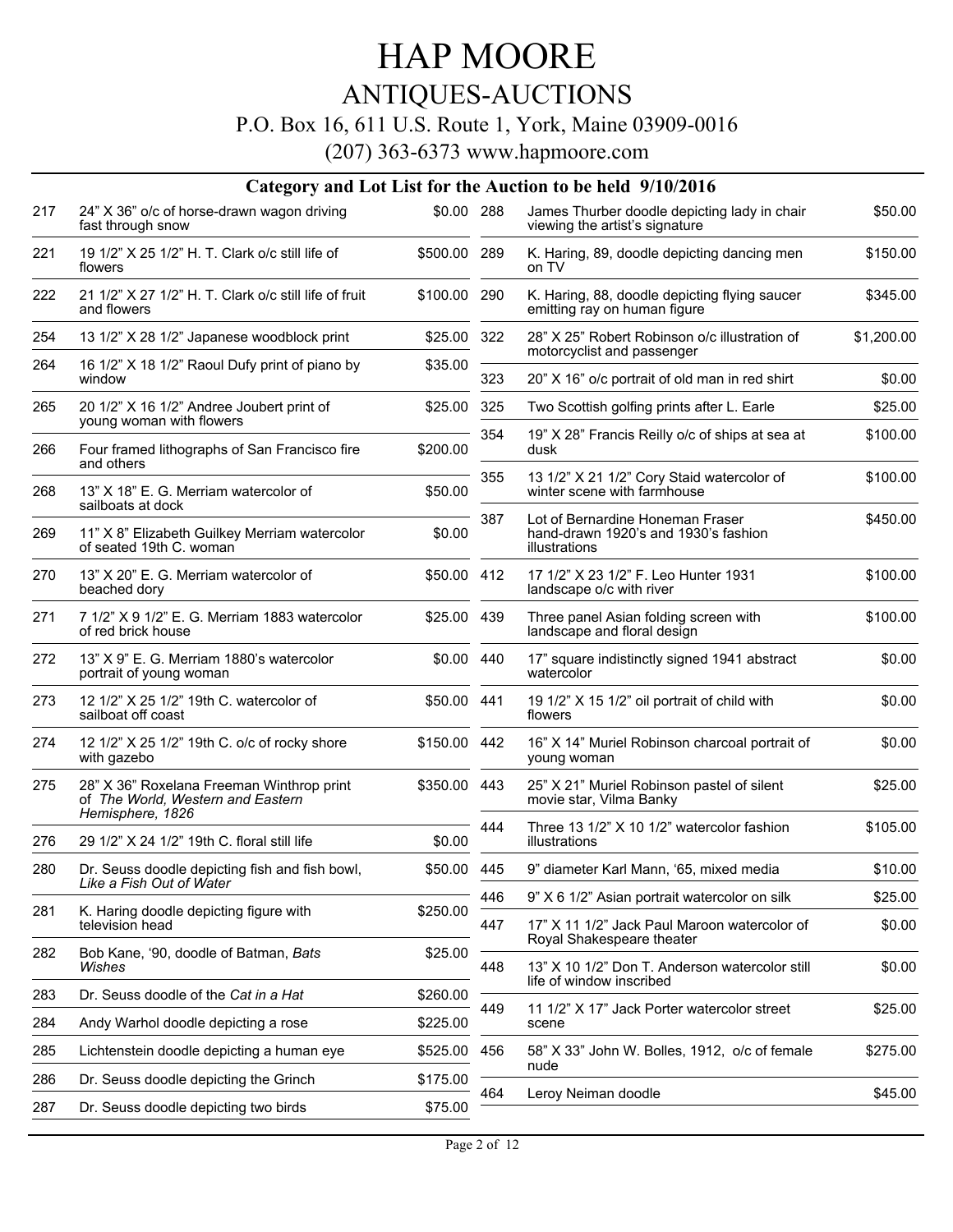# HAP MOORE

## ANTIQUES-AUCTIONS

P.O. Box 16, 611 U.S. Route 1, York, Maine 03909-0016

(207) 363-6373 www.hapmoore.com

### Category and Lot List for the Auction to be held 9/10/2016

| Lot | Description | Price |
|---|---|---|
| 217 | 24” X 36” o/c of horse-drawn wagon driving fast through snow | $0.00 |
| 221 | 19 1/2” X 25 1/2” H. T. Clark o/c still life of flowers | $500.00 |
| 222 | 21 1/2” X 27 1/2” H. T. Clark o/c still life of fruit and flowers | $100.00 |
| 254 | 13 1/2” X 28 1/2” Japanese woodblock print | $25.00 |
| 264 | 16 1/2” X 18 1/2” Raoul Dufy print of piano by window | $35.00 |
| 265 | 20 1/2” X 16 1/2” Andree Joubert print of young woman with flowers | $25.00 |
| 266 | Four framed lithographs of San Francisco fire and others | $200.00 |
| 268 | 13” X 18” E. G. Merriam watercolor of sailboats at dock | $50.00 |
| 269 | 11” X 8” Elizabeth Guilkey Merriam watercolor of seated 19th C. woman | $0.00 |
| 270 | 13” X 20” E. G. Merriam watercolor of beached dory | $50.00 |
| 271 | 7 1/2” X 9 1/2” E. G. Merriam 1883 watercolor of red brick house | $25.00 |
| 272 | 13” X 9” E. G. Merriam 1880’s watercolor portrait of young woman | $0.00 |
| 273 | 12 1/2” X 25 1/2” 19th C. watercolor of sailboat off coast | $50.00 |
| 274 | 12 1/2” X 25 1/2” 19th C. o/c of rocky shore with gazebo | $150.00 |
| 275 | 28” X 36” Roxelana Freeman Winthrop print of *The World, Western and Eastern Hemisphere, 1826* | $350.00 |
| 276 | 29 1/2” X 24 1/2” 19th C. floral still life | $0.00 |
| 280 | Dr. Seuss doodle depicting fish and fish bowl, *Like a Fish Out of Water* | $50.00 |
| 281 | K. Haring doodle depicting figure with television head | $250.00 |
| 282 | Bob Kane, ‘90, doodle of Batman, *Bats Wishes* | $25.00 |
| 283 | Dr. Seuss doodle of the *Cat in a Hat* | $260.00 |
| 284 | Andy Warhol doodle depicting a rose | $225.00 |
| 285 | Lichtenstein doodle depicting a human eye | $525.00 |
| 286 | Dr. Seuss doodle depicting the Grinch | $175.00 |
| 287 | Dr. Seuss doodle depicting two birds | $75.00 |
| 288 | James Thurber doodle depicting lady in chair viewing the artist’s signature | $50.00 |
| 289 | K. Haring, 89, doodle depicting dancing men on TV | $150.00 |
| 290 | K. Haring, 88, doodle depicting flying saucer emitting ray on human figure | $345.00 |
| 322 | 28” X 25” Robert Robinson o/c illustration of motorcyclist and passenger | $1,200.00 |
| 323 | 20” X 16” o/c portrait of old man in red shirt | $0.00 |
| 325 | Two Scottish golfing prints after L. Earle | $25.00 |
| 354 | 19” X 28” Francis Reilly o/c of ships at sea at dusk | $100.00 |
| 355 | 13 1/2” X 21 1/2” Cory Staid watercolor of winter scene with farmhouse | $100.00 |
| 387 | Lot of Bernardine Honeman Fraser hand-drawn 1920’s and 1930’s fashion illustrations | $450.00 |
| 412 | 17 1/2” X 23 1/2” F. Leo Hunter 1931 landscape o/c with river | $100.00 |
| 439 | Three panel Asian folding screen with landscape and floral design | $100.00 |
| 440 | 17” square indistinctly signed 1941 abstract watercolor | $0.00 |
| 441 | 19 1/2” X 15 1/2” oil portrait of child with flowers | $0.00 |
| 442 | 16” X 14” Muriel Robinson charcoal portrait of young woman | $0.00 |
| 443 | 25” X 21” Muriel Robinson pastel of silent movie star, Vilma Banky | $25.00 |
| 444 | Three 13 1/2” X 10 1/2” watercolor fashion illustrations | $105.00 |
| 445 | 9” diameter Karl Mann, ‘65, mixed media | $10.00 |
| 446 | 9” X 6 1/2” Asian portrait watercolor on silk | $25.00 |
| 447 | 17” X 11 1/2” Jack Paul Maroon watercolor of Royal Shakespeare theater | $0.00 |
| 448 | 13” X 10 1/2” Don T. Anderson watercolor still life of window inscribed | $0.00 |
| 449 | 11 1/2” X 17” Jack Porter watercolor street scene | $25.00 |
| 456 | 58” X 33” John W. Bolles, 1912, o/c of female nude | $275.00 |
| 464 | Leroy Neiman doodle | $45.00 |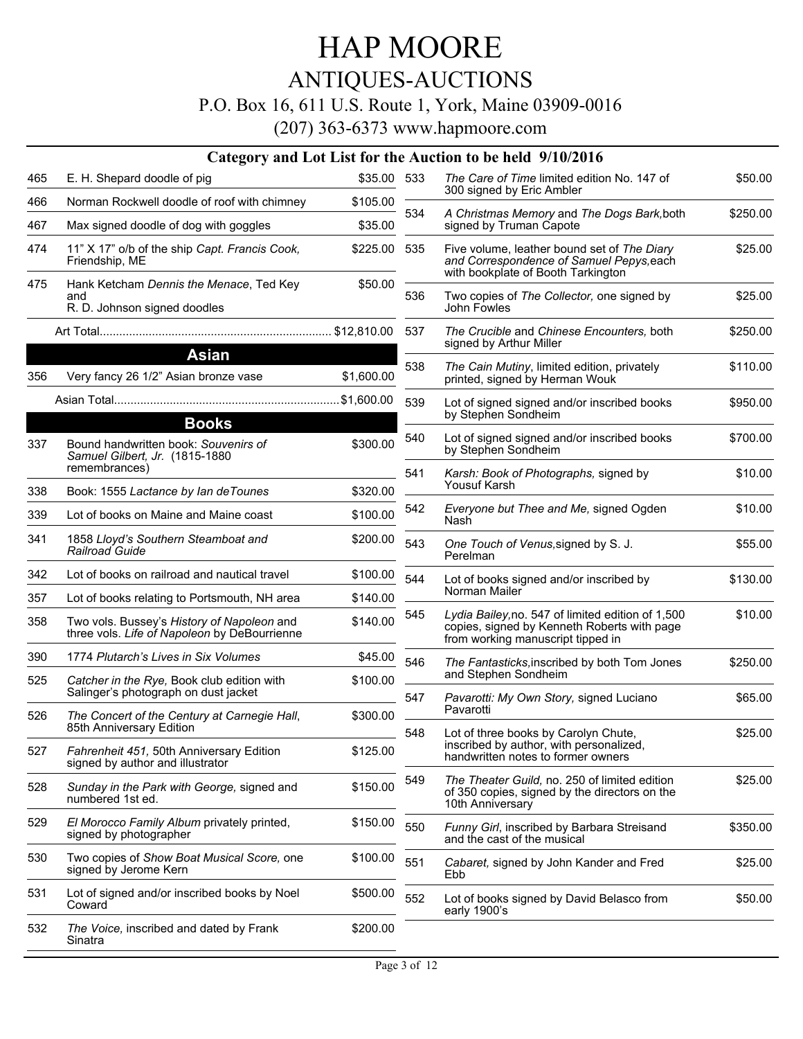# HAP MOORE

## ANTIQUES-AUCTIONS

P.O. Box 16, 611 U.S. Route 1, York, Maine 03909-0016

(207) 363-6373 www.hapmoore.com

### Category and Lot List for the Auction to be held 9/10/2016

| Lot | Description | Price |
|---|---|---|
| 465 | E. H. Shepard doodle of pig | $35.00 |
| 466 | Norman Rockwell doodle of roof with chimney | $105.00 |
| 467 | Max signed doodle of dog with goggles | $35.00 |
| 474 | 11" X 17" o/b of the ship *Capt. Francis Cook,* Friendship, ME | $225.00 |
| 475 | Hank Ketcham *Dennis the Menace*, Ted Key and R. D. Johnson signed doodles | $50.00 |
| | Art Total | $12,810.00 |

## Asian

| Lot | Description | Price |
|---|---|---|
| 356 | Very fancy 26 1/2" Asian bronze vase | $1,600.00 |
| | Asian Total | $1,600.00 |

## Books

| Lot | Description | Price |
|---|---|---|
| 337 | Bound handwritten book: *Souvenirs of Samuel Gilbert, Jr.* (1815-1880 remembrances) | $300.00 |
| 338 | Book: 1555 *Lactance by Ian deTounes* | $320.00 |
| 339 | Lot of books on Maine and Maine coast | $100.00 |
| 341 | 1858 *Lloyd's Southern Steamboat and Railroad Guide* | $200.00 |
| 342 | Lot of books on railroad and nautical travel | $100.00 |
| 357 | Lot of books relating to Portsmouth, NH area | $140.00 |
| 358 | Two vols. Bussey's *History of Napoleon* and three vols. *Life of Napoleon* by DeBourrienne | $140.00 |
| 390 | 1774 *Plutarch's Lives in Six Volumes* | $45.00 |
| 525 | *Catcher in the Rye,* Book club edition with Salinger's photograph on dust jacket | $100.00 |
| 526 | *The Concert of the Century at Carnegie Hall*, 85th Anniversary Edition | $300.00 |
| 527 | *Fahrenheit 451,* 50th Anniversary Edition signed by author and illustrator | $125.00 |
| 528 | *Sunday in the Park with George,* signed and numbered 1st ed. | $150.00 |
| 529 | *El Morocco Family Album* privately printed, signed by photographer | $150.00 |
| 530 | Two copies of *Show Boat Musical Score,* one signed by Jerome Kern | $100.00 |
| 531 | Lot of signed and/or inscribed books by Noel Coward | $500.00 |
| 532 | *The Voice,* inscribed and dated by Frank Sinatra | $200.00 |
| 533 | *The Care of Time* limited edition No. 147 of 300 signed by Eric Ambler | $50.00 |
| 534 | *A Christmas Memory* and *The Dogs Bark,*both signed by Truman Capote | $250.00 |
| 535 | Five volume, leather bound set of *The Diary and Correspondence of Samuel Pepys,*each with bookplate of Booth Tarkington | $25.00 |
| 536 | Two copies of *The Collector,* one signed by John Fowles | $25.00 |
| 537 | *The Crucible* and *Chinese Encounters,* both signed by Arthur Miller | $250.00 |
| 538 | *The Cain Mutiny*, limited edition, privately printed, signed by Herman Wouk | $110.00 |
| 539 | Lot of signed signed and/or inscribed books by Stephen Sondheim | $950.00 |
| 540 | Lot of signed signed and/or inscribed books by Stephen Sondheim | $700.00 |
| 541 | *Karsh: Book of Photographs,* signed by Yousuf Karsh | $10.00 |
| 542 | *Everyone but Thee and Me,* signed Ogden Nash | $10.00 |
| 543 | *One Touch of Venus,*signed by S. J. Perelman | $55.00 |
| 544 | Lot of books signed and/or inscribed by Norman Mailer | $130.00 |
| 545 | *Lydia Bailey,*no. 547 of limited edition of 1,500 copies, signed by Kenneth Roberts with page from working manuscript tipped in | $10.00 |
| 546 | *The Fantasticks,*inscribed by both Tom Jones and Stephen Sondheim | $250.00 |
| 547 | *Pavarotti: My Own Story,* signed Luciano Pavarotti | $65.00 |
| 548 | Lot of three books by Carolyn Chute, inscribed by author, with personalized, handwritten notes to former owners | $25.00 |
| 549 | *The Theater Guild,* no. 250 of limited edition of 350 copies, signed by the directors on the 10th Anniversary | $25.00 |
| 550 | *Funny Girl*, inscribed by Barbara Streisand and the cast of the musical | $350.00 |
| 551 | *Cabaret,* signed by John Kander and Fred Ebb | $25.00 |
| 552 | Lot of books signed by David Belasco from early 1900's | $50.00 |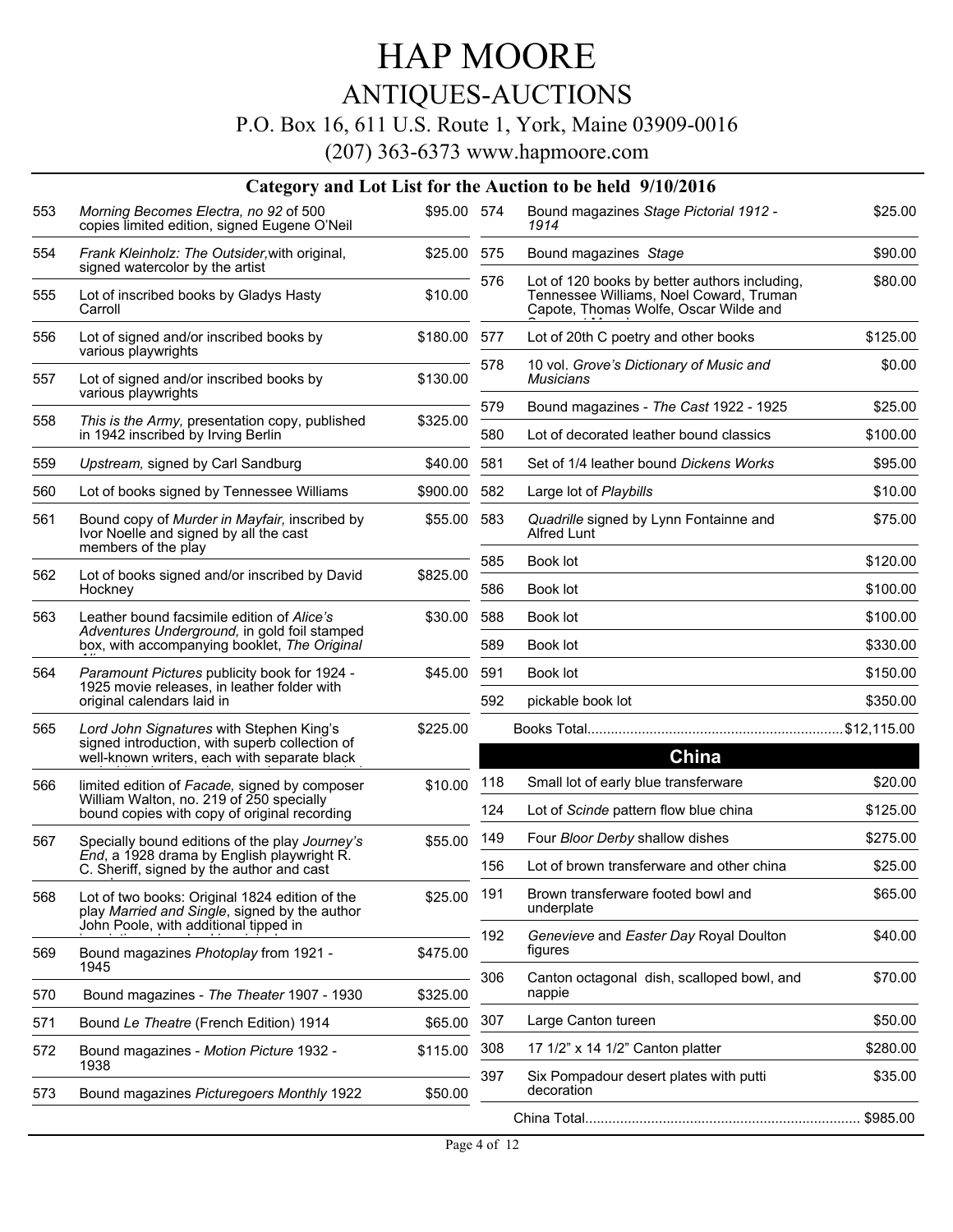# HAP MOORE

## ANTIQUES-AUCTIONS

P.O. Box 16, 611 U.S. Route 1, York, Maine 03909-0016

(207) 363-6373 www.hapmoore.com

### Category and Lot List for the Auction to be held 9/10/2016

| Lot | Description | Price |
|---|---|---|
| 553 | *Morning Becomes Electra, no 92* of 500 copies limited edition, signed Eugene O'Neil | $95.00 |
| 554 | *Frank Kleinholz: The Outsider,* with original, signed watercolor by the artist | $25.00 |
| 555 | Lot of inscribed books by Gladys Hasty Carroll | $10.00 |
| 556 | Lot of signed and/or inscribed books by various playwrights | $180.00 |
| 557 | Lot of signed and/or inscribed books by various playwrights | $130.00 |
| 558 | *This is the Army,* presentation copy, published in 1942 inscribed by Irving Berlin | $325.00 |
| 559 | *Upstream,* signed by Carl Sandburg | $40.00 |
| 560 | Lot of books signed by Tennessee Williams | $900.00 |
| 561 | Bound copy of *Murder in Mayfair,* inscribed by Ivor Noelle and signed by all the cast members of the play | $55.00 |
| 562 | Lot of books signed and/or inscribed by David Hockney | $825.00 |
| 563 | Leather bound facsimile edition of *Alice's Adventures Underground,* in gold foil stamped box, with accompanying booklet, *The Original* | $30.00 |
| 564 | *Paramount Pictures* publicity book for 1924 - 1925 movie releases, in leather folder with original calendars laid in | $45.00 |
| 565 | *Lord John Signatures* with Stephen King's signed introduction, with superb collection of well-known writers, each with separate black | $225.00 |
| 566 | limited edition of *Facade,* signed by composer William Walton, no. 219 of 250 specially bound copies with copy of original recording | $10.00 |
| 567 | Specially bound editions of the play *Journey's End*, a 1928 drama by English playwright R. C. Sheriff, signed by the author and cast | $55.00 |
| 568 | Lot of two books: Original 1824 edition of the play *Married and Single*, signed by the author John Poole, with additional tipped in | $25.00 |
| 569 | Bound magazines *Photoplay* from 1921 - 1945 | $475.00 |
| 570 | Bound magazines - *The Theater* 1907 - 1930 | $325.00 |
| 571 | Bound *Le Theatre* (French Edition) 1914 | $65.00 |
| 572 | Bound magazines - *Motion Picture* 1932 - 1938 | $115.00 |
| 573 | Bound magazines *Picturegoers Monthly* 1922 | $50.00 |
| 574 | Bound magazines *Stage Pictorial 1912 - 1914* | $25.00 |
| 575 | Bound magazines *Stage* | $90.00 |
| 576 | Lot of 120 books by better authors including, Tennessee Williams, Noel Coward, Truman Capote, Thomas Wolfe, Oscar Wilde and | $80.00 |
| 577 | Lot of 20th C poetry and other books | $125.00 |
| 578 | 10 vol. *Grove's Dictionary of Music and Musicians* | $0.00 |
| 579 | Bound magazines - *The Cast* 1922 - 1925 | $25.00 |
| 580 | Lot of decorated leather bound classics | $100.00 |
| 581 | Set of 1/4 leather bound *Dickens Works* | $95.00 |
| 582 | Large lot of *Playbills* | $10.00 |
| 583 | *Quadrille* signed by Lynn Fontainne and Alfred Lunt | $75.00 |
| 585 | Book lot | $120.00 |
| 586 | Book lot | $100.00 |
| 588 | Book lot | $100.00 |
| 589 | Book lot | $330.00 |
| 591 | Book lot | $150.00 |
| 592 | pickable book lot | $350.00 |

Books Total.................................................................$12,115.00

## China

| Lot | Description | Price |
|---|---|---|
| 118 | Small lot of early blue transferware | $20.00 |
| 124 | Lot of *Scinde* pattern flow blue china | $125.00 |
| 149 | Four *Bloor Derby* shallow dishes | $275.00 |
| 156 | Lot of brown transferware and other china | $25.00 |
| 191 | Brown transferware footed bowl and underplate | $65.00 |
| 192 | *Genevieve* and *Easter Day* Royal Doulton figures | $40.00 |
| 306 | Canton octagonal dish, scalloped bowl, and nappie | $70.00 |
| 307 | Large Canton tureen | $50.00 |
| 308 | 17 1/2" x 14 1/2" Canton platter | $280.00 |
| 397 | Six Pompadour desert plates with putti decoration | $35.00 |

China Total...................................................................... $985.00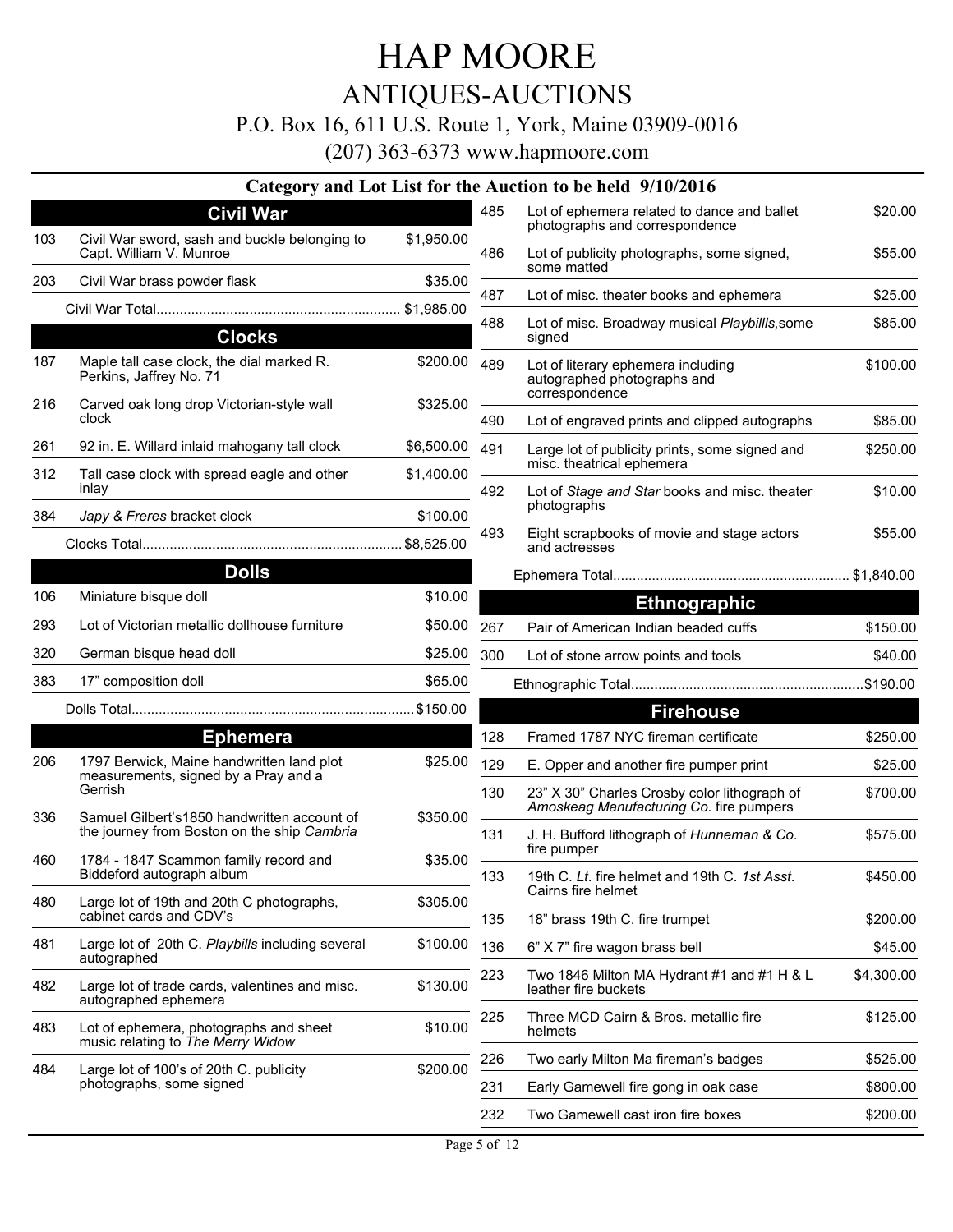# HAP MOORE

## ANTIQUES-AUCTIONS

P.O. Box 16, 611 U.S. Route 1, York, Maine 03909-0016

(207) 363-6373 www.hapmoore.com

### Category and Lot List for the Auction to be held 9/10/2016

#### Civil War

| Lot | Description | Price |
|---|---|---|
| 103 | Civil War sword, sash and buckle belonging to Capt. William V. Munroe | $1,950.00 |
| 203 | Civil War brass powder flask | $35.00 |
| | Civil War Total | $1,985.00 |

#### Clocks

| Lot | Description | Price |
|---|---|---|
| 187 | Maple tall case clock, the dial marked R. Perkins, Jaffrey No. 71 | $200.00 |
| 216 | Carved oak long drop Victorian-style wall clock | $325.00 |
| 261 | 92 in. E. Willard inlaid mahogany tall clock | $6,500.00 |
| 312 | Tall case clock with spread eagle and other inlay | $1,400.00 |
| 384 | *Japy & Freres* bracket clock | $100.00 |
| | Clocks Total | $8,525.00 |

#### Dolls

| Lot | Description | Price |
|---|---|---|
| 106 | Miniature bisque doll | $10.00 |
| 293 | Lot of Victorian metallic dollhouse furniture | $50.00 |
| 320 | German bisque head doll | $25.00 |
| 383 | 17" composition doll | $65.00 |
| | Dolls Total | $150.00 |

#### Ephemera

| Lot | Description | Price |
|---|---|---|
| 206 | 1797 Berwick, Maine handwritten land plot measurements, signed by a Pray and a Gerrish | $25.00 |
| 336 | Samuel Gilbert's1850 handwritten account of the journey from Boston on the ship *Cambria* | $350.00 |
| 460 | 1784 - 1847 Scammon family record and Biddeford autograph album | $35.00 |
| 480 | Large lot of 19th and 20th C photographs, cabinet cards and CDV's | $305.00 |
| 481 | Large lot of 20th C. *Playbills* including several autographed | $100.00 |
| 482 | Large lot of trade cards, valentines and misc. autographed ephemera | $130.00 |
| 483 | Lot of ephemera, photographs and sheet music relating to *The Merry Widow* | $10.00 |
| 484 | Large lot of 100's of 20th C. publicity photographs, some signed | $200.00 |
| 485 | Lot of ephemera related to dance and ballet photographs and correspondence | $20.00 |
| 486 | Lot of publicity photographs, some signed, some matted | $55.00 |
| 487 | Lot of misc. theater books and ephemera | $25.00 |
| 488 | Lot of misc. Broadway musical *Playbillls,*some signed | $85.00 |
| 489 | Lot of literary ephemera including autographed photographs and correspondence | $100.00 |
| 490 | Lot of engraved prints and clipped autographs | $85.00 |
| 491 | Large lot of publicity prints, some signed and misc. theatrical ephemera | $250.00 |
| 492 | Lot of *Stage and Star* books and misc. theater photographs | $10.00 |
| 493 | Eight scrapbooks of movie and stage actors and actresses | $55.00 |
| | Ephemera Total | $1,840.00 |

#### Ethnographic

| Lot | Description | Price |
|---|---|---|
| 267 | Pair of American Indian beaded cuffs | $150.00 |
| 300 | Lot of stone arrow points and tools | $40.00 |
| | Ethnographic Total | $190.00 |

#### Firehouse

| Lot | Description | Price |
|---|---|---|
| 128 | Framed 1787 NYC fireman certificate | $250.00 |
| 129 | E. Opper and another fire pumper print | $25.00 |
| 130 | 23" X 30" Charles Crosby color lithograph of *Amoskeag Manufacturing Co.* fire pumpers | $700.00 |
| 131 | J. H. Bufford lithograph of *Hunneman & Co.* fire pumper | $575.00 |
| 133 | 19th C. *Lt.* fire helmet and 19th C. *1st Asst.* Cairns fire helmet | $450.00 |
| 135 | 18" brass 19th C. fire trumpet | $200.00 |
| 136 | 6" X 7" fire wagon brass bell | $45.00 |
| 223 | Two 1846 Milton MA Hydrant #1 and #1 H & L leather fire buckets | $4,300.00 |
| 225 | Three MCD Cairn & Bros. metallic fire helmets | $125.00 |
| 226 | Two early Milton Ma fireman's badges | $525.00 |
| 231 | Early Gamewell fire gong in oak case | $800.00 |
| 232 | Two Gamewell cast iron fire boxes | $200.00 |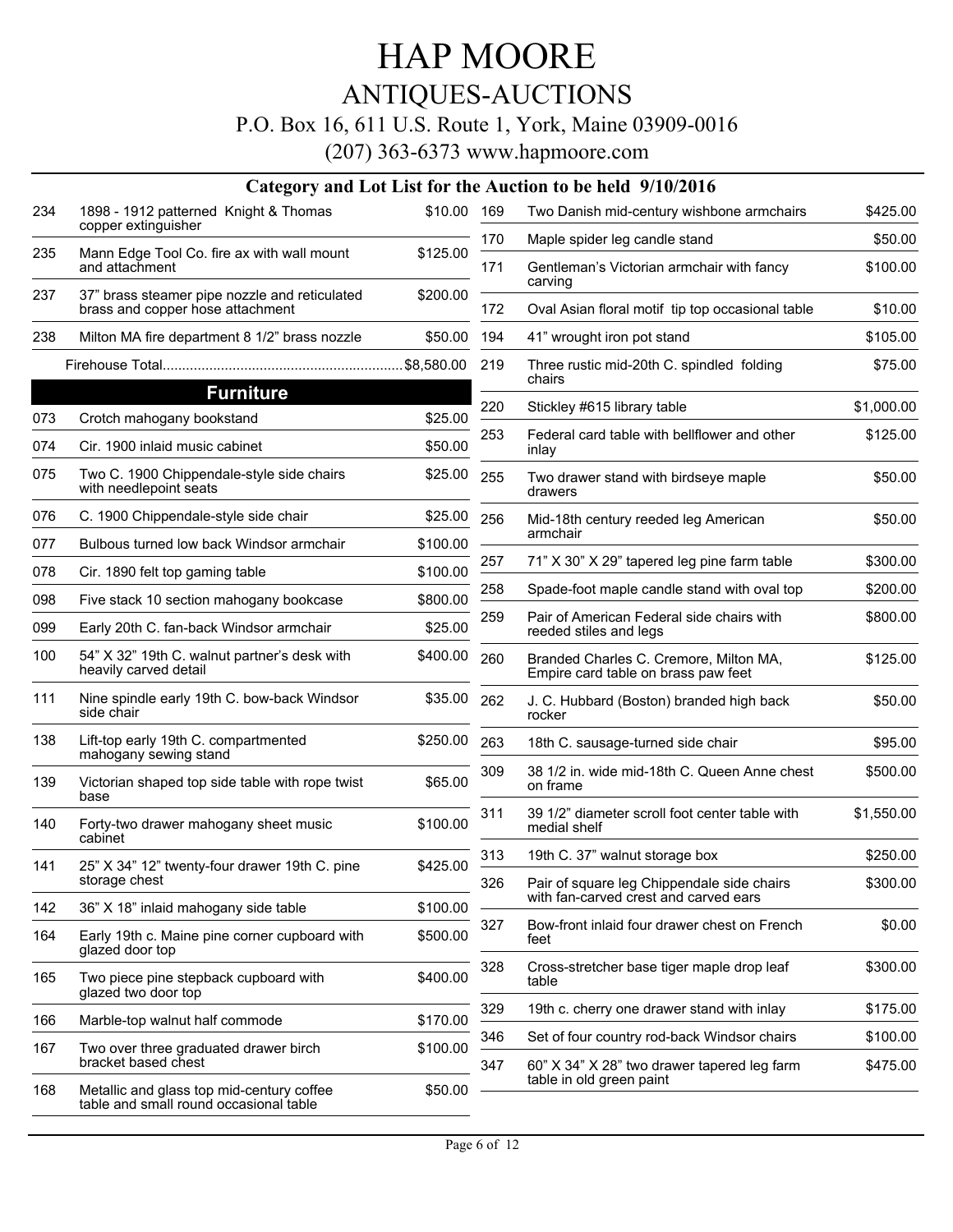# HAP MOORE

## ANTIQUES-AUCTIONS

P.O. Box 16, 611 U.S. Route 1, York, Maine 03909-0016

(207) 363-6373 www.hapmoore.com

### Category and Lot List for the Auction to be held 9/10/2016

| Lot | Description | Price |
|---|---|---|
| 234 | 1898 - 1912 patterned Knight & Thomas copper extinguisher | $10.00 |
| 235 | Mann Edge Tool Co. fire ax with wall mount and attachment | $125.00 |
| 237 | 37" brass steamer pipe nozzle and reticulated brass and copper hose attachment | $200.00 |
| 238 | Milton MA fire department 8 1/2" brass nozzle | $50.00 |
| | Firehouse Total | $8,580.00 |

## Furniture

| Lot | Description | Price |
|---|---|---|
| 073 | Crotch mahogany bookstand | $25.00 |
| 074 | Cir. 1900 inlaid music cabinet | $50.00 |
| 075 | Two C. 1900 Chippendale-style side chairs with needlepoint seats | $25.00 |
| 076 | C. 1900 Chippendale-style side chair | $25.00 |
| 077 | Bulbous turned low back Windsor armchair | $100.00 |
| 078 | Cir. 1890 felt top gaming table | $100.00 |
| 098 | Five stack 10 section mahogany bookcase | $800.00 |
| 099 | Early 20th C. fan-back Windsor armchair | $25.00 |
| 100 | 54" X 32" 19th C. walnut partner's desk with heavily carved detail | $400.00 |
| 111 | Nine spindle early 19th C. bow-back Windsor side chair | $35.00 |
| 138 | Lift-top early 19th C. compartmented mahogany sewing stand | $250.00 |
| 139 | Victorian shaped top side table with rope twist base | $65.00 |
| 140 | Forty-two drawer mahogany sheet music cabinet | $100.00 |
| 141 | 25" X 34" 12" twenty-four drawer 19th C. pine storage chest | $425.00 |
| 142 | 36" X 18" inlaid mahogany side table | $100.00 |
| 164 | Early 19th c. Maine pine corner cupboard with glazed door top | $500.00 |
| 165 | Two piece pine stepback cupboard with glazed two door top | $400.00 |
| 166 | Marble-top walnut half commode | $170.00 |
| 167 | Two over three graduated drawer birch bracket based chest | $100.00 |
| 168 | Metallic and glass top mid-century coffee table and small round occasional table | $50.00 |
| 169 | Two Danish mid-century wishbone armchairs | $425.00 |
| 170 | Maple spider leg candle stand | $50.00 |
| 171 | Gentleman's Victorian armchair with fancy carving | $100.00 |
| 172 | Oval Asian floral motif tip top occasional table | $10.00 |
| 194 | 41" wrought iron pot stand | $105.00 |
| 219 | Three rustic mid-20th C. spindled folding chairs | $75.00 |
| 220 | Stickley #615 library table | $1,000.00 |
| 253 | Federal card table with bellflower and other inlay | $125.00 |
| 255 | Two drawer stand with birdseye maple drawers | $50.00 |
| 256 | Mid-18th century reeded leg American armchair | $50.00 |
| 257 | 71" X 30" X 29" tapered leg pine farm table | $300.00 |
| 258 | Spade-foot maple candle stand with oval top | $200.00 |
| 259 | Pair of American Federal side chairs with reeded stiles and legs | $800.00 |
| 260 | Branded Charles C. Cremore, Milton MA, Empire card table on brass paw feet | $125.00 |
| 262 | J. C. Hubbard (Boston) branded high back rocker | $50.00 |
| 263 | 18th C. sausage-turned side chair | $95.00 |
| 309 | 38 1/2 in. wide mid-18th C. Queen Anne chest on frame | $500.00 |
| 311 | 39 1/2" diameter scroll foot center table with medial shelf | $1,550.00 |
| 313 | 19th C. 37" walnut storage box | $250.00 |
| 326 | Pair of square leg Chippendale side chairs with fan-carved crest and carved ears | $300.00 |
| 327 | Bow-front inlaid four drawer chest on French feet | $0.00 |
| 328 | Cross-stretcher base tiger maple drop leaf table | $300.00 |
| 329 | 19th c. cherry one drawer stand with inlay | $175.00 |
| 346 | Set of four country rod-back Windsor chairs | $100.00 |
| 347 | 60" X 34" X 28" two drawer tapered leg farm table in old green paint | $475.00 |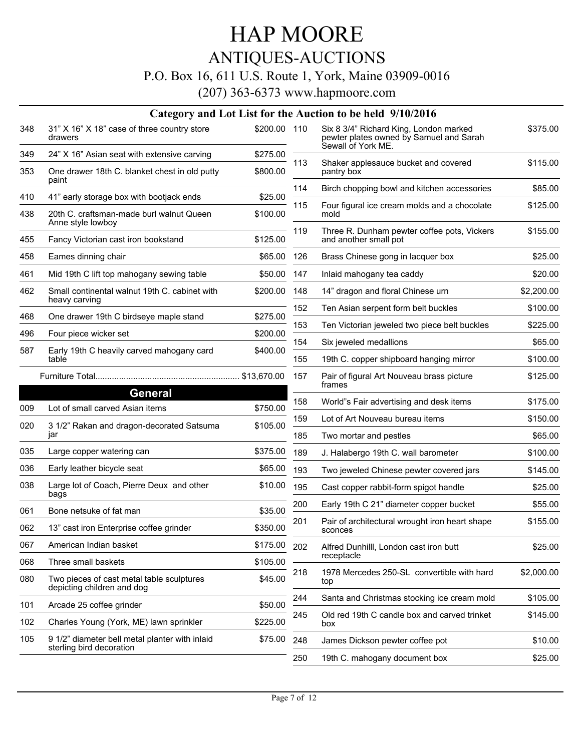# HAP MOORE

## ANTIQUES-AUCTIONS

P.O. Box 16, 611 U.S. Route 1, York, Maine 03909-0016

(207) 363-6373 www.hapmoore.com

### Category and Lot List for the Auction to be held 9/10/2016

| Lot | Description | Price |
|---|---|---|
| 348 | 31" X 16" X 18" case of three country store drawers | $200.00 |
| 349 | 24" X 16" Asian seat with extensive carving | $275.00 |
| 353 | One drawer 18th C. blanket chest in old putty paint | $800.00 |
| 410 | 41" early storage box with bootjack ends | $25.00 |
| 438 | 20th C. craftsman-made burl walnut Queen Anne style lowboy | $100.00 |
| 455 | Fancy Victorian cast iron bookstand | $125.00 |
| 458 | Eames dinning chair | $65.00 |
| 461 | Mid 19th C lift top mahogany sewing table | $50.00 |
| 462 | Small continental walnut 19th C. cabinet with heavy carving | $200.00 |
| 468 | One drawer 19th C birdseye maple stand | $275.00 |
| 496 | Four piece wicker set | $200.00 |
| 587 | Early 19th C heavily carved mahogany card table | $400.00 |

Furniture Total............................................................ $13,670.00

## General

| Lot | Description | Price |
|---|---|---|
| 009 | Lot of small carved Asian items | $750.00 |
| 020 | 3 1/2" Rakan and dragon-decorated Satsuma jar | $105.00 |
| 035 | Large copper watering can | $375.00 |
| 036 | Early leather bicycle seat | $65.00 |
| 038 | Large lot of Coach, Pierre Deux and other bags | $10.00 |
| 061 | Bone netsuke of fat man | $35.00 |
| 062 | 13" cast iron Enterprise coffee grinder | $350.00 |
| 067 | American Indian basket | $175.00 |
| 068 | Three small baskets | $105.00 |
| 080 | Two pieces of cast metal table sculptures depicting children and dog | $45.00 |
| 101 | Arcade 25 coffee grinder | $50.00 |
| 102 | Charles Young (York, ME) lawn sprinkler | $225.00 |
| 105 | 9 1/2" diameter bell metal planter with inlaid sterling bird decoration | $75.00 |
| 110 | Six 8 3/4" Richard King, London marked pewter plates owned by Samuel and Sarah Sewall of York ME. | $375.00 |
| 113 | Shaker applesauce bucket and covered pantry box | $115.00 |
| 114 | Birch chopping bowl and kitchen accessories | $85.00 |
| 115 | Four figural ice cream molds and a chocolate mold | $125.00 |
| 119 | Three R. Dunham pewter coffee pots, Vickers and another small pot | $155.00 |
| 126 | Brass Chinese gong in lacquer box | $25.00 |
| 147 | Inlaid mahogany tea caddy | $20.00 |
| 148 | 14" dragon and floral Chinese urn | $2,200.00 |
| 152 | Ten Asian serpent form belt buckles | $100.00 |
| 153 | Ten Victorian jeweled two piece belt buckles | $225.00 |
| 154 | Six jeweled medallions | $65.00 |
| 155 | 19th C. copper shipboard hanging mirror | $100.00 |
| 157 | Pair of figural Art Nouveau brass picture frames | $125.00 |
| 158 | World"s Fair advertising and desk items | $175.00 |
| 159 | Lot of Art Nouveau bureau items | $150.00 |
| 185 | Two mortar and pestles | $65.00 |
| 189 | J. Halabergo 19th C. wall barometer | $100.00 |
| 193 | Two jeweled Chinese pewter covered jars | $145.00 |
| 195 | Cast copper rabbit-form spigot handle | $25.00 |
| 200 | Early 19th C 21" diameter copper bucket | $55.00 |
| 201 | Pair of architectural wrought iron heart shape sconces | $155.00 |
| 202 | Alfred Dunhilll, London cast iron butt receptacle | $25.00 |
| 218 | 1978 Mercedes 250-SL convertible with hard top | $2,000.00 |
| 244 | Santa and Christmas stocking ice cream mold | $105.00 |
| 245 | Old red 19th C candle box and carved trinket box | $145.00 |
| 248 | James Dickson pewter coffee pot | $10.00 |
| 250 | 19th C. mahogany document box | $25.00 |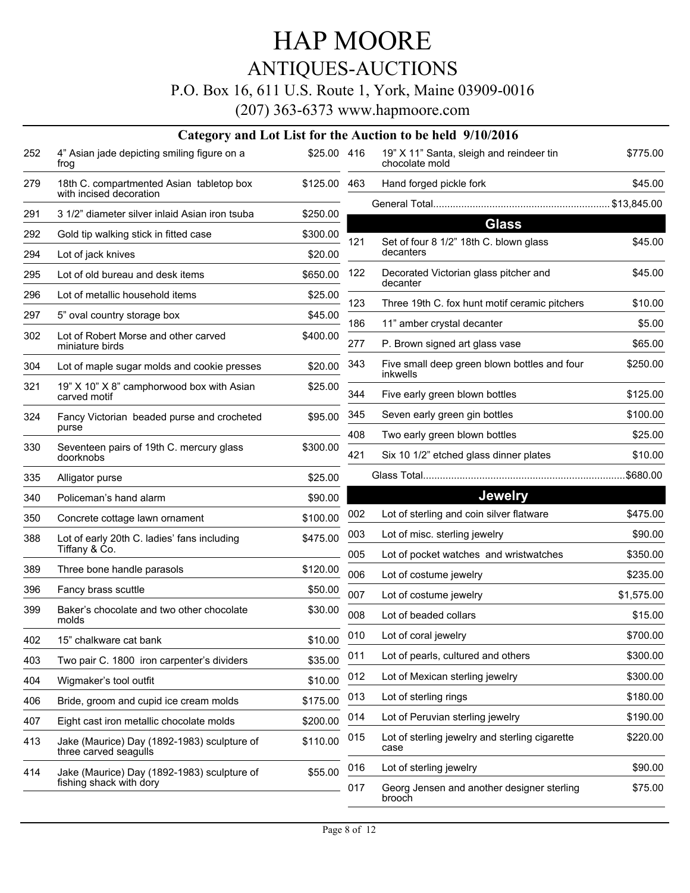# HAP MOORE

## ANTIQUES-AUCTIONS

P.O. Box 16, 611 U.S. Route 1, York, Maine 03909-0016

(207) 363-6373 www.hapmoore.com

### Category and Lot List for the Auction to be held 9/10/2016

| Lot | Description | Price |
|---|---|---|
| 252 | 4" Asian jade depicting smiling figure on a frog | $25.00 |
| 279 | 18th C. compartmented Asian tabletop box with incised decoration | $125.00 |
| 291 | 3 1/2" diameter silver inlaid Asian iron tsuba | $250.00 |
| 292 | Gold tip walking stick in fitted case | $300.00 |
| 294 | Lot of jack knives | $20.00 |
| 295 | Lot of old bureau and desk items | $650.00 |
| 296 | Lot of metallic household items | $25.00 |
| 297 | 5" oval country storage box | $45.00 |
| 302 | Lot of Robert Morse and other carved miniature birds | $400.00 |
| 304 | Lot of maple sugar molds and cookie presses | $20.00 |
| 321 | 19" X 10" X 8" camphorwood box with Asian carved motif | $25.00 |
| 324 | Fancy Victorian beaded purse and crocheted purse | $95.00 |
| 330 | Seventeen pairs of 19th C. mercury glass doorknobs | $300.00 |
| 335 | Alligator purse | $25.00 |
| 340 | Policeman's hand alarm | $90.00 |
| 350 | Concrete cottage lawn ornament | $100.00 |
| 388 | Lot of early 20th C. ladies' fans including Tiffany & Co. | $475.00 |
| 389 | Three bone handle parasols | $120.00 |
| 396 | Fancy brass scuttle | $50.00 |
| 399 | Baker's chocolate and two other chocolate molds | $30.00 |
| 402 | 15" chalkware cat bank | $10.00 |
| 403 | Two pair C. 1800 iron carpenter's dividers | $35.00 |
| 404 | Wigmaker's tool outfit | $10.00 |
| 406 | Bride, groom and cupid ice cream molds | $175.00 |
| 407 | Eight cast iron metallic chocolate molds | $200.00 |
| 413 | Jake (Maurice) Day (1892-1983) sculpture of three carved seagulls | $110.00 |
| 414 | Jake (Maurice) Day (1892-1983) sculpture of fishing shack with dory | $55.00 |
| 416 | 19" X 11" Santa, sleigh and reindeer tin chocolate mold | $775.00 |
| 463 | Hand forged pickle fork | $45.00 |

General Total............................................................... $13,845.00

## Glass

| Lot | Description | Price |
|---|---|---|
| 121 | Set of four 8 1/2" 18th C. blown glass decanters | $45.00 |
| 122 | Decorated Victorian glass pitcher and decanter | $45.00 |
| 123 | Three 19th C. fox hunt motif ceramic pitchers | $10.00 |
| 186 | 11" amber crystal decanter | $5.00 |
| 277 | P. Brown signed art glass vase | $65.00 |
| 343 | Five small deep green blown bottles and four inkwells | $250.00 |
| 344 | Five early green blown bottles | $125.00 |
| 345 | Seven early green gin bottles | $100.00 |
| 408 | Two early green blown bottles | $25.00 |
| 421 | Six 10 1/2" etched glass dinner plates | $10.00 |

Glass Total....................................................................... $680.00

## Jewelry

| Lot | Description | Price |
|---|---|---|
| 002 | Lot of sterling and coin silver flatware | $475.00 |
| 003 | Lot of misc. sterling jewelry | $90.00 |
| 005 | Lot of pocket watches and wristwatches | $350.00 |
| 006 | Lot of costume jewelry | $235.00 |
| 007 | Lot of costume jewelry | $1,575.00 |
| 008 | Lot of beaded collars | $15.00 |
| 010 | Lot of coral jewelry | $700.00 |
| 011 | Lot of pearls, cultured and others | $300.00 |
| 012 | Lot of Mexican sterling jewelry | $300.00 |
| 013 | Lot of sterling rings | $180.00 |
| 014 | Lot of Peruvian sterling jewelry | $190.00 |
| 015 | Lot of sterling jewelry and sterling cigarette case | $220.00 |
| 016 | Lot of sterling jewelry | $90.00 |
| 017 | Georg Jensen and another designer sterling brooch | $75.00 |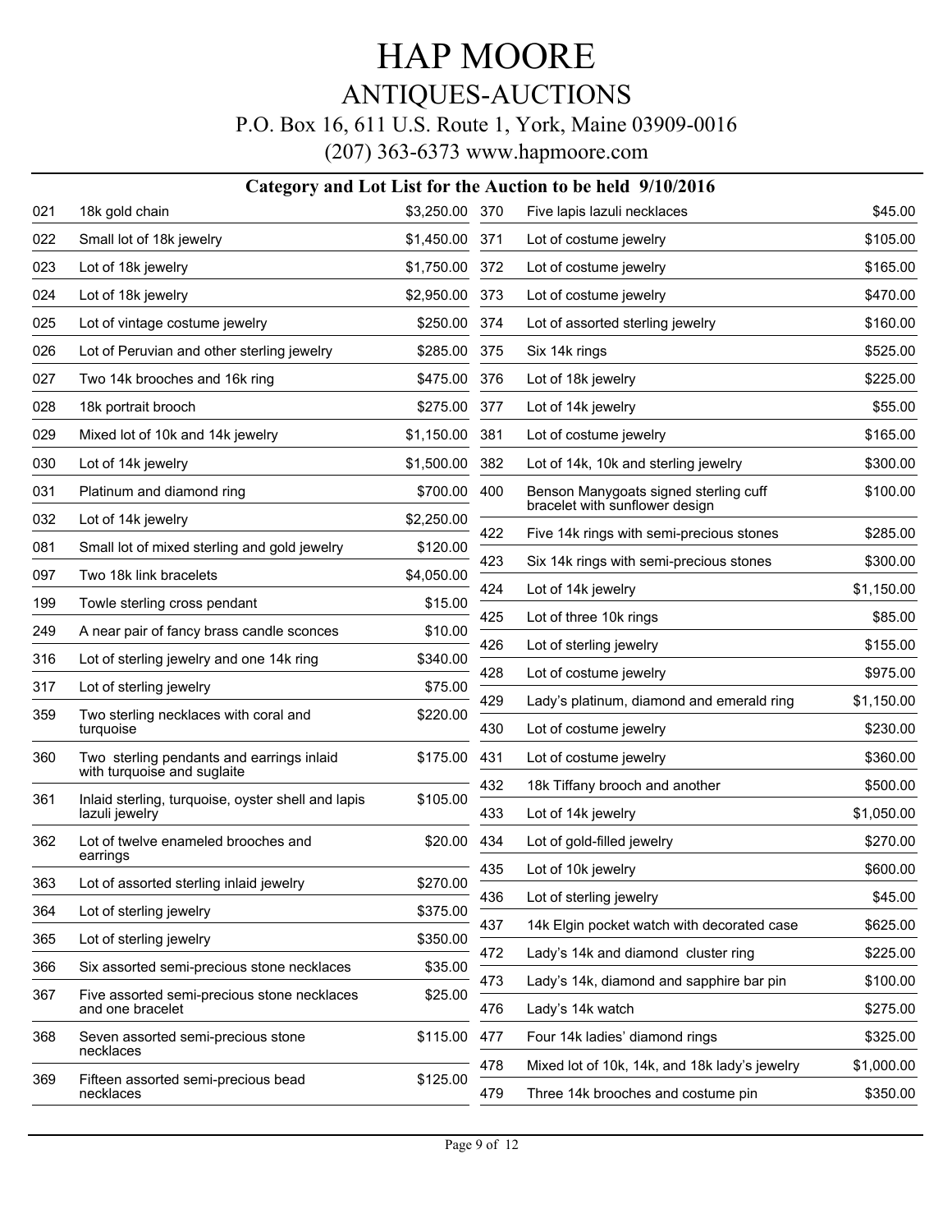# HAP MOORE

## ANTIQUES-AUCTIONS

P.O. Box 16, 611 U.S. Route 1, York, Maine 03909-0016

(207) 363-6373 www.hapmoore.com

### Category and Lot List for the Auction to be held 9/10/2016

| Lot | Description | Price |
|---|---|---|
| 021 | 18k gold chain | $3,250.00 |
| 022 | Small lot of 18k jewelry | $1,450.00 |
| 023 | Lot of 18k jewelry | $1,750.00 |
| 024 | Lot of 18k jewelry | $2,950.00 |
| 025 | Lot of vintage costume jewelry | $250.00 |
| 026 | Lot of Peruvian and other sterling jewelry | $285.00 |
| 027 | Two 14k brooches and 16k ring | $475.00 |
| 028 | 18k portrait brooch | $275.00 |
| 029 | Mixed lot of 10k and 14k jewelry | $1,150.00 |
| 030 | Lot of 14k jewelry | $1,500.00 |
| 031 | Platinum and diamond ring | $700.00 |
| 032 | Lot of 14k jewelry | $2,250.00 |
| 081 | Small lot of mixed sterling and gold jewelry | $120.00 |
| 097 | Two 18k link bracelets | $4,050.00 |
| 199 | Towle sterling cross pendant | $15.00 |
| 249 | A near pair of fancy brass candle sconces | $10.00 |
| 316 | Lot of sterling jewelry and one 14k ring | $340.00 |
| 317 | Lot of sterling jewelry | $75.00 |
| 359 | Two sterling necklaces with coral and turquoise | $220.00 |
| 360 | Two sterling pendants and earrings inlaid with turquoise and suglaite | $175.00 |
| 361 | Inlaid sterling, turquoise, oyster shell and lapis lazuli jewelry | $105.00 |
| 362 | Lot of twelve enameled brooches and earrings | $20.00 |
| 363 | Lot of assorted sterling inlaid jewelry | $270.00 |
| 364 | Lot of sterling jewelry | $375.00 |
| 365 | Lot of sterling jewelry | $350.00 |
| 366 | Six assorted semi-precious stone necklaces | $35.00 |
| 367 | Five assorted semi-precious stone necklaces and one bracelet | $25.00 |
| 368 | Seven assorted semi-precious stone necklaces | $115.00 |
| 369 | Fifteen assorted semi-precious bead necklaces | $125.00 |
| 370 | Five lapis lazuli necklaces | $45.00 |
| 371 | Lot of costume jewelry | $105.00 |
| 372 | Lot of costume jewelry | $165.00 |
| 373 | Lot of costume jewelry | $470.00 |
| 374 | Lot of assorted sterling jewelry | $160.00 |
| 375 | Six 14k rings | $525.00 |
| 376 | Lot of 18k jewelry | $225.00 |
| 377 | Lot of 14k jewelry | $55.00 |
| 381 | Lot of costume jewelry | $165.00 |
| 382 | Lot of 14k, 10k and sterling jewelry | $300.00 |
| 400 | Benson Manygoats signed sterling cuff bracelet with sunflower design | $100.00 |
| 422 | Five 14k rings with semi-precious stones | $285.00 |
| 423 | Six 14k rings with semi-precious stones | $300.00 |
| 424 | Lot of 14k jewelry | $1,150.00 |
| 425 | Lot of three 10k rings | $85.00 |
| 426 | Lot of sterling jewelry | $155.00 |
| 428 | Lot of costume jewelry | $975.00 |
| 429 | Lady's platinum, diamond and emerald ring | $1,150.00 |
| 430 | Lot of costume jewelry | $230.00 |
| 431 | Lot of costume jewelry | $360.00 |
| 432 | 18k Tiffany brooch and another | $500.00 |
| 433 | Lot of 14k jewelry | $1,050.00 |
| 434 | Lot of gold-filled jewelry | $270.00 |
| 435 | Lot of 10k jewelry | $600.00 |
| 436 | Lot of sterling jewelry | $45.00 |
| 437 | 14k Elgin pocket watch with decorated case | $625.00 |
| 472 | Lady's 14k and diamond cluster ring | $225.00 |
| 473 | Lady's 14k, diamond and sapphire bar pin | $100.00 |
| 476 | Lady's 14k watch | $275.00 |
| 477 | Four 14k ladies' diamond rings | $325.00 |
| 478 | Mixed lot of 10k, 14k, and 18k lady's jewelry | $1,000.00 |
| 479 | Three 14k brooches and costume pin | $350.00 |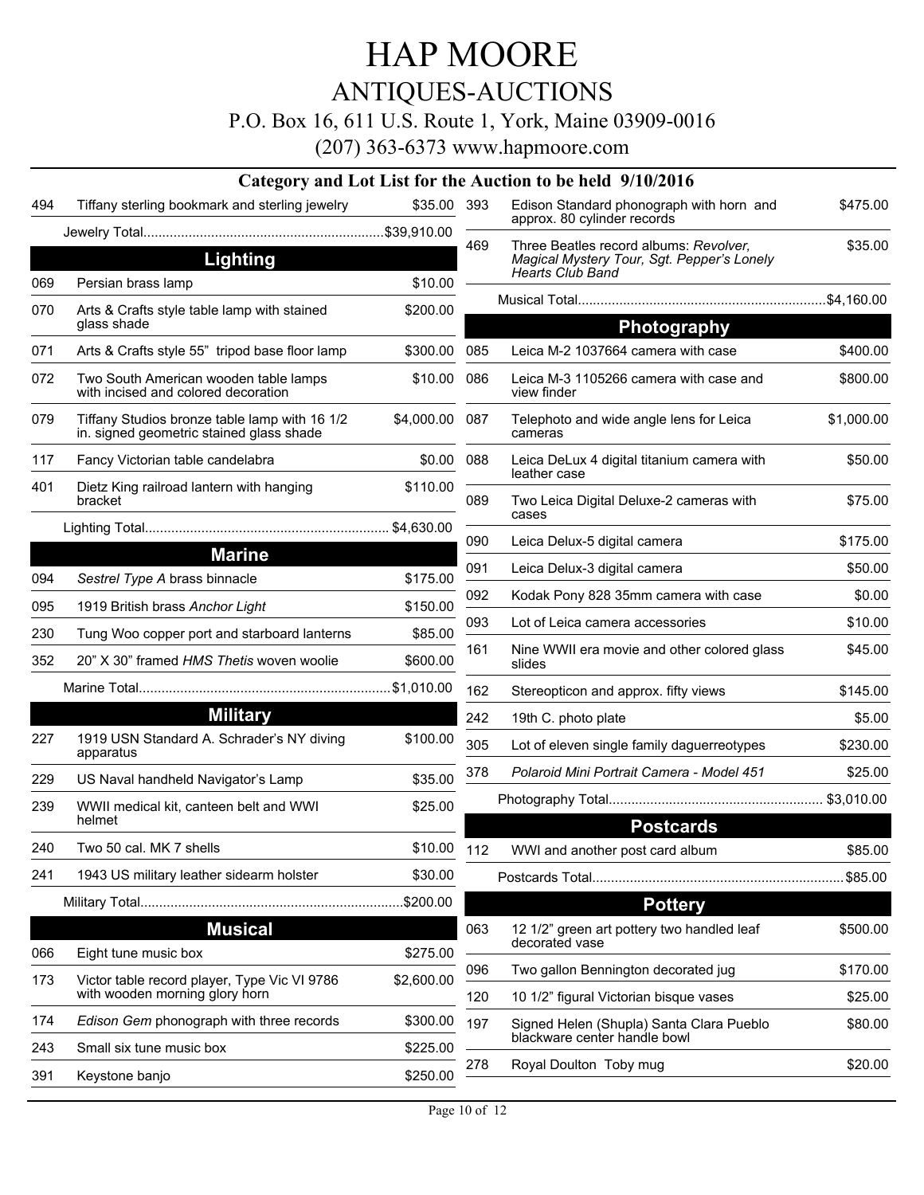# HAP MOORE

## ANTIQUES-AUCTIONS

P.O. Box 16, 611 U.S. Route 1, York, Maine 03909-0016

(207) 363-6373 www.hapmoore.com

### Category and Lot List for the Auction to be held 9/10/2016

| Lot | Description | Price |
|---|---|---|
| 494 | Tiffany sterling bookmark and sterling jewelry | $35.00 |
| | Jewelry Total | $39,910.00 |

### Lighting

| Lot | Description | Price |
|---|---|---|
| 069 | Persian brass lamp | $10.00 |
| 070 | Arts & Crafts style table lamp with stained glass shade | $200.00 |
| 071 | Arts & Crafts style 55” tripod base floor lamp | $300.00 |
| 072 | Two South American wooden table lamps with incised and colored decoration | $10.00 |
| 079 | Tiffany Studios bronze table lamp with 16 1/2 in. signed geometric stained glass shade | $4,000.00 |
| 117 | Fancy Victorian table candelabra | $0.00 |
| 401 | Dietz King railroad lantern with hanging bracket | $110.00 |
| | Lighting Total | $4,630.00 |

### Marine

| Lot | Description | Price |
|---|---|---|
| 094 | *Sestrel Type A* brass binnacle | $175.00 |
| 095 | 1919 British brass *Anchor Light* | $150.00 |
| 230 | Tung Woo copper port and starboard lanterns | $85.00 |
| 352 | 20” X 30” framed *HMS Thetis* woven woolie | $600.00 |
| | Marine Total | $1,010.00 |

### Military

| Lot | Description | Price |
|---|---|---|
| 227 | 1919 USN Standard A. Schrader’s NY diving apparatus | $100.00 |
| 229 | US Naval handheld Navigator’s Lamp | $35.00 |
| 239 | WWII medical kit, canteen belt and WWI helmet | $25.00 |
| 240 | Two 50 cal. MK 7 shells | $10.00 |
| 241 | 1943 US military leather sidearm holster | $30.00 |
| | Military Total | $200.00 |

### Musical

| Lot | Description | Price |
|---|---|---|
| 066 | Eight tune music box | $275.00 |
| 173 | Victor table record player, Type Vic VI 9786 with wooden morning glory horn | $2,600.00 |
| 174 | *Edison Gem* phonograph with three records | $300.00 |
| 243 | Small six tune music box | $225.00 |
| 391 | Keystone banjo | $250.00 |
| 393 | Edison Standard phonograph with horn and approx. 80 cylinder records | $475.00 |
| 469 | Three Beatles record albums: *Revolver, Magical Mystery Tour, Sgt. Pepper’s Lonely Hearts Club Band* | $35.00 |
| | Musical Total | $4,160.00 |

### Photography

| Lot | Description | Price |
|---|---|---|
| 085 | Leica M-2 1037664 camera with case | $400.00 |
| 086 | Leica M-3 1105266 camera with case and view finder | $800.00 |
| 087 | Telephoto and wide angle lens for Leica cameras | $1,000.00 |
| 088 | Leica DeLux 4 digital titanium camera with leather case | $50.00 |
| 089 | Two Leica Digital Deluxe-2 cameras with cases | $75.00 |
| 090 | Leica Delux-5 digital camera | $175.00 |
| 091 | Leica Delux-3 digital camera | $50.00 |
| 092 | Kodak Pony 828 35mm camera with case | $0.00 |
| 093 | Lot of Leica camera accessories | $10.00 |
| 161 | Nine WWII era movie and other colored glass slides | $45.00 |
| 162 | Stereopticon and approx. fifty views | $145.00 |
| 242 | 19th C. photo plate | $5.00 |
| 305 | Lot of eleven single family daguerreotypes | $230.00 |
| 378 | *Polaroid Mini Portrait Camera - Model 451* | $25.00 |
| | Photography Total | $3,010.00 |

### Postcards

| Lot | Description | Price |
|---|---|---|
| 112 | WWI and another post card album | $85.00 |
| | Postcards Total | $85.00 |

### Pottery

| Lot | Description | Price |
|---|---|---|
| 063 | 12 1/2” green art pottery two handled leaf decorated vase | $500.00 |
| 096 | Two gallon Bennington decorated jug | $170.00 |
| 120 | 10 1/2” figural Victorian bisque vases | $25.00 |
| 197 | Signed Helen (Shupla) Santa Clara Pueblo blackware center handle bowl | $80.00 |
| 278 | Royal Doulton Toby mug | $20.00 |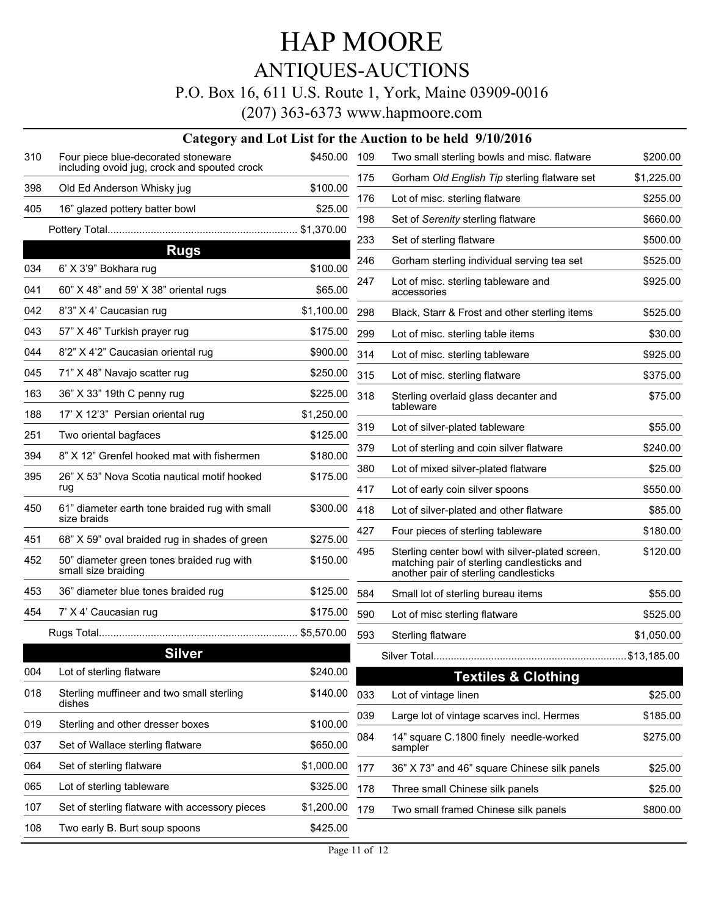# HAP MOORE

## ANTIQUES-AUCTIONS

P.O. Box 16, 611 U.S. Route 1, York, Maine 03909-0016

(207) 363-6373 www.hapmoore.com

### Category and Lot List for the Auction to be held 9/10/2016

| Lot | Description | Price |
|---|---|---|
| 310 | Four piece blue-decorated stoneware including ovoid jug, crock and spouted crock | $450.00 |
| 398 | Old Ed Anderson Whisky jug | $100.00 |
| 405 | 16" glazed pottery batter bowl | $25.00 |
| | Pottery Total | $1,370.00 |

## Rugs

| Lot | Description | Price |
|---|---|---|
| 034 | 6' X 3'9" Bokhara rug | $100.00 |
| 041 | 60" X 48" and 59' X 38" oriental rugs | $65.00 |
| 042 | 8'3" X 4' Caucasian rug | $1,100.00 |
| 043 | 57" X 46" Turkish prayer rug | $175.00 |
| 044 | 8'2" X 4'2" Caucasian oriental rug | $900.00 |
| 045 | 71" X 48" Navajo scatter rug | $250.00 |
| 163 | 36" X 33" 19th C penny rug | $225.00 |
| 188 | 17' X 12'3" Persian oriental rug | $1,250.00 |
| 251 | Two oriental bagfaces | $125.00 |
| 394 | 8" X 12" Grenfel hooked mat with fishermen | $180.00 |
| 395 | 26" X 53" Nova Scotia nautical motif hooked rug | $175.00 |
| 450 | 61" diameter earth tone braided rug with small size braids | $300.00 |
| 451 | 68" X 59" oval braided rug in shades of green | $275.00 |
| 452 | 50" diameter green tones braided rug with small size braiding | $150.00 |
| 453 | 36" diameter blue tones braided rug | $125.00 |
| 454 | 7' X 4' Caucasian rug | $175.00 |
| | Rugs Total | $5,570.00 |

## Silver

| Lot | Description | Price |
|---|---|---|
| 004 | Lot of sterling flatware | $240.00 |
| 018 | Sterling muffineer and two small sterling dishes | $140.00 |
| 019 | Sterling and other dresser boxes | $100.00 |
| 037 | Set of Wallace sterling flatware | $650.00 |
| 064 | Set of sterling flatware | $1,000.00 |
| 065 | Lot of sterling tableware | $325.00 |
| 107 | Set of sterling flatware with accessory pieces | $1,200.00 |
| 108 | Two early B. Burt soup spoons | $425.00 |
| 109 | Two small sterling bowls and misc. flatware | $200.00 |
| 175 | Gorham *Old English Tip* sterling flatware set | $1,225.00 |
| 176 | Lot of misc. sterling flatware | $255.00 |
| 198 | Set of *Serenity* sterling flatware | $660.00 |
| 233 | Set of sterling flatware | $500.00 |
| 246 | Gorham sterling individual serving tea set | $525.00 |
| 247 | Lot of misc. sterling tableware and accessories | $925.00 |
| 298 | Black, Starr & Frost and other sterling items | $525.00 |
| 299 | Lot of misc. sterling table items | $30.00 |
| 314 | Lot of misc. sterling tableware | $925.00 |
| 315 | Lot of misc. sterling flatware | $375.00 |
| 318 | Sterling overlaid glass decanter and tableware | $75.00 |
| 319 | Lot of silver-plated tableware | $55.00 |
| 379 | Lot of sterling and coin silver flatware | $240.00 |
| 380 | Lot of mixed silver-plated flatware | $25.00 |
| 417 | Lot of early coin silver spoons | $550.00 |
| 418 | Lot of silver-plated and other flatware | $85.00 |
| 427 | Four pieces of sterling tableware | $180.00 |
| 495 | Sterling center bowl with silver-plated screen, matching pair of sterling candlesticks and another pair of sterling candlesticks | $120.00 |
| 584 | Small lot of sterling bureau items | $55.00 |
| 590 | Lot of misc sterling flatware | $525.00 |
| 593 | Sterling flatware | $1,050.00 |
| | Silver Total | $13,185.00 |

## Textiles & Clothing

| Lot | Description | Price |
|---|---|---|
| 033 | Lot of vintage linen | $25.00 |
| 039 | Large lot of vintage scarves incl. Hermes | $185.00 |
| 084 | 14" square C.1800 finely needle-worked sampler | $275.00 |
| 177 | 36" X 73" and 46" square Chinese silk panels | $25.00 |
| 178 | Three small Chinese silk panels | $25.00 |
| 179 | Two small framed Chinese silk panels | $800.00 |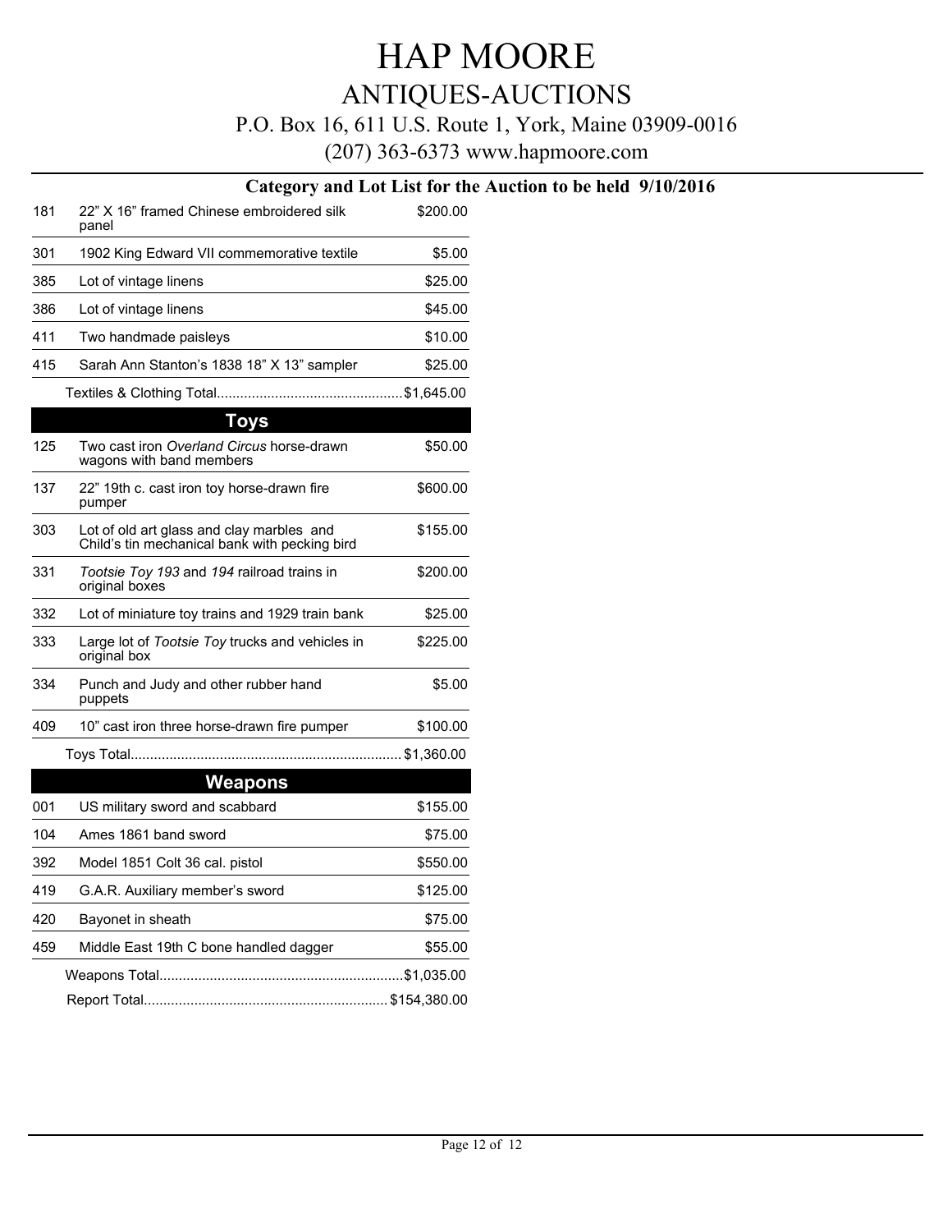# HAP MOORE

## ANTIQUES-AUCTIONS

P.O. Box 16, 611 U.S. Route 1, York, Maine 03909-0016

(207) 363-6373 www.hapmoore.com

### Category and Lot List for the Auction to be held 9/10/2016

| | | |
|---|---|---|
| 181 | 22" X 16" framed Chinese embroidered silk panel | $200.00 |
| 301 | 1902 King Edward VII commemorative textile | $5.00 |
| 385 | Lot of vintage linens | $25.00 |
| 386 | Lot of vintage linens | $45.00 |
| 411 | Two handmade paisleys | $10.00 |
| 415 | Sarah Ann Stanton's 1838 18" X 13" sampler | $25.00 |
| | Textiles & Clothing Total | $1,645.00 |

### Toys

| | | |
|---|---|---|
| 125 | Two cast iron *Overland Circus* horse-drawn wagons with band members | $50.00 |
| 137 | 22" 19th c. cast iron toy horse-drawn fire pumper | $600.00 |
| 303 | Lot of old art glass and clay marbles and Child's tin mechanical bank with pecking bird | $155.00 |
| 331 | *Tootsie Toy 193* and *194* railroad trains in original boxes | $200.00 |
| 332 | Lot of miniature toy trains and 1929 train bank | $25.00 |
| 333 | Large lot of *Tootsie Toy* trucks and vehicles in original box | $225.00 |
| 334 | Punch and Judy and other rubber hand puppets | $5.00 |
| 409 | 10" cast iron three horse-drawn fire pumper | $100.00 |
| | Toys Total | $1,360.00 |

### Weapons

| | | |
|---|---|---|
| 001 | US military sword and scabbard | $155.00 |
| 104 | Ames 1861 band sword | $75.00 |
| 392 | Model 1851 Colt 36 cal. pistol | $550.00 |
| 419 | G.A.R. Auxiliary member's sword | $125.00 |
| 420 | Bayonet in sheath | $75.00 |
| 459 | Middle East 19th C bone handled dagger | $55.00 |
| | Weapons Total | $1,035.00 |
| | Report Total | $154,380.00 |